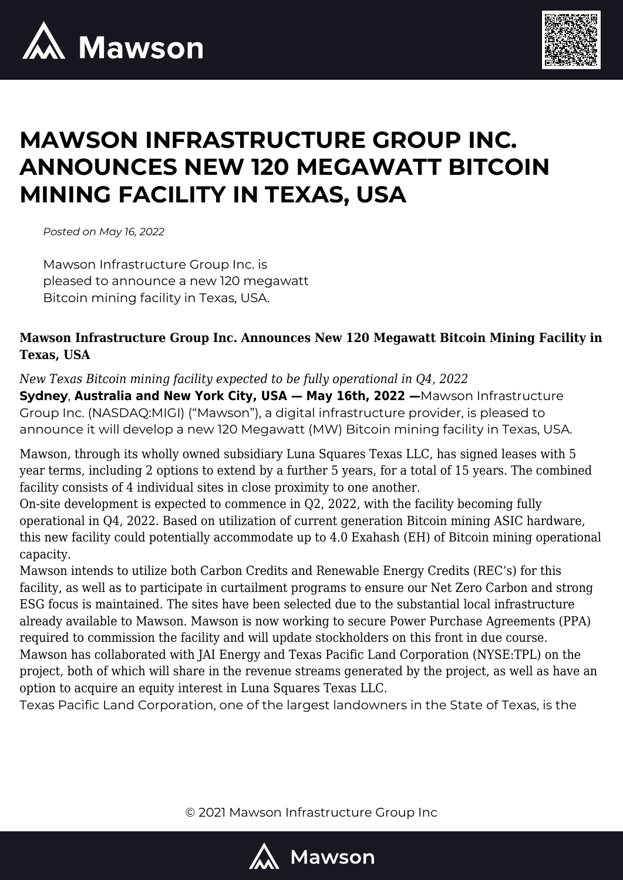# MAWSON INFRASTRUCTURE GROUP INC. ANNOUNCES NEW 120 MEGAWATT BITCOIN MINING FACILITY IN TEXAS, USA

*Posted on May 16, 2022*

Mawson Infrastructure Group Inc. is pleased to announce a new 120 megawatt Bitcoin mining facility in Texas, USA.

**Mawson Infrastructure Group Inc. Announces New 120 Megawatt Bitcoin Mining Facility in Texas, USA**

*New Texas Bitcoin mining facility expected to be fully operational in Q4, 2022*

**Sydney**, **Australia and New York City, USA — May 16th, 2022 —**Mawson Infrastructure Group Inc. (NASDAQ:MIGI) ("Mawson"), a digital infrastructure provider, is pleased to announce it will develop a new 120 Megawatt (MW) Bitcoin mining facility in Texas, USA.

Mawson, through its wholly owned subsidiary Luna Squares Texas LLC, has signed leases with 5 year terms, including 2 options to extend by a further 5 years, for a total of 15 years. The combined facility consists of 4 individual sites in close proximity to one another.

On-site development is expected to commence in Q2, 2022, with the facility becoming fully operational in Q4, 2022. Based on utilization of current generation Bitcoin mining ASIC hardware, this new facility could potentially accommodate up to 4.0 Exahash (EH) of Bitcoin mining operational capacity.

Mawson intends to utilize both Carbon Credits and Renewable Energy Credits (REC's) for this facility, as well as to participate in curtailment programs to ensure our Net Zero Carbon and strong ESG focus is maintained. The sites have been selected due to the substantial local infrastructure already available to Mawson. Mawson is now working to secure Power Purchase Agreements (PPA) required to commission the facility and will update stockholders on this front in due course.

Mawson has collaborated with JAI Energy and Texas Pacific Land Corporation (NYSE:TPL) on the project, both of which will share in the revenue streams generated by the project, as well as have an option to acquire an equity interest in Luna Squares Texas LLC.

Texas Pacific Land Corporation, one of the largest landowners in the State of Texas, is the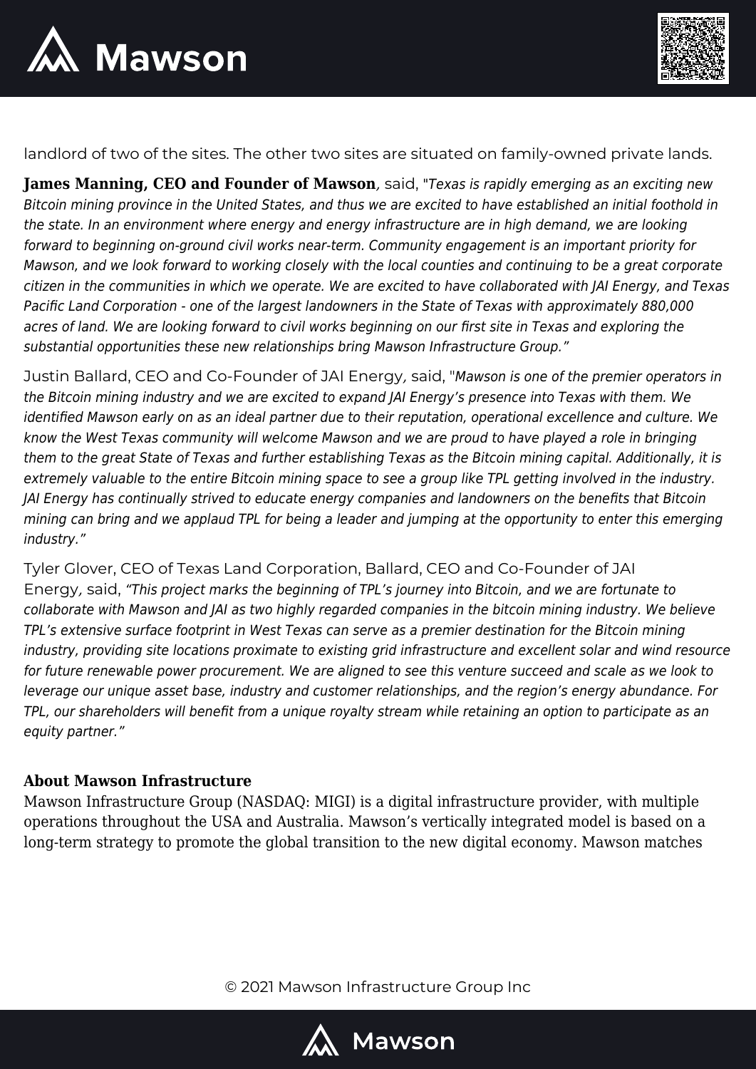landlord of two of the sites. The other two sites are situated on family-owned private lands.

**James Manning, CEO and Founder of Mawson**, said, "*Texas is rapidly emerging as an exciting new Bitcoin mining province in the United States, and thus we are excited to have established an initial foothold in the state. In an environment where energy and energy infrastructure are in high demand, we are looking forward to beginning on-ground civil works near-term. Community engagement is an important priority for Mawson, and we look forward to working closely with the local counties and continuing to be a great corporate citizen in the communities in which we operate. We are excited to have collaborated with JAI Energy, and Texas Pacific Land Corporation - one of the largest landowners in the State of Texas with approximately 880,000 acres of land. We are looking forward to civil works beginning on our first site in Texas and exploring the substantial opportunities these new relationships bring Mawson Infrastructure Group.*"

Justin Ballard, CEO and Co-Founder of JAI Energy, said, "*Mawson is one of the premier operators in the Bitcoin mining industry and we are excited to expand JAI Energy's presence into Texas with them. We identified Mawson early on as an ideal partner due to their reputation, operational excellence and culture. We know the West Texas community will welcome Mawson and we are proud to have played a role in bringing them to the great State of Texas and further establishing Texas as the Bitcoin mining capital. Additionally, it is extremely valuable to the entire Bitcoin mining space to see a group like TPL getting involved in the industry. JAI Energy has continually strived to educate energy companies and landowners on the benefits that Bitcoin mining can bring and we applaud TPL for being a leader and jumping at the opportunity to enter this emerging industry.*"

Tyler Glover, CEO of Texas Land Corporation, Ballard, CEO and Co-Founder of JAI Energy, said, "*This project marks the beginning of TPL's journey into Bitcoin, and we are fortunate to collaborate with Mawson and JAI as two highly regarded companies in the bitcoin mining industry. We believe TPL's extensive surface footprint in West Texas can serve as a premier destination for the Bitcoin mining industry, providing site locations proximate to existing grid infrastructure and excellent solar and wind resource for future renewable power procurement. We are aligned to see this venture succeed and scale as we look to leverage our unique asset base, industry and customer relationships, and the region's energy abundance. For TPL, our shareholders will benefit from a unique royalty stream while retaining an option to participate as an equity partner.*"

**About Mawson Infrastructure**

Mawson Infrastructure Group (NASDAQ: MIGI) is a digital infrastructure provider, with multiple operations throughout the USA and Australia. Mawson's vertically integrated model is based on a long-term strategy to promote the global transition to the new digital economy. Mawson matches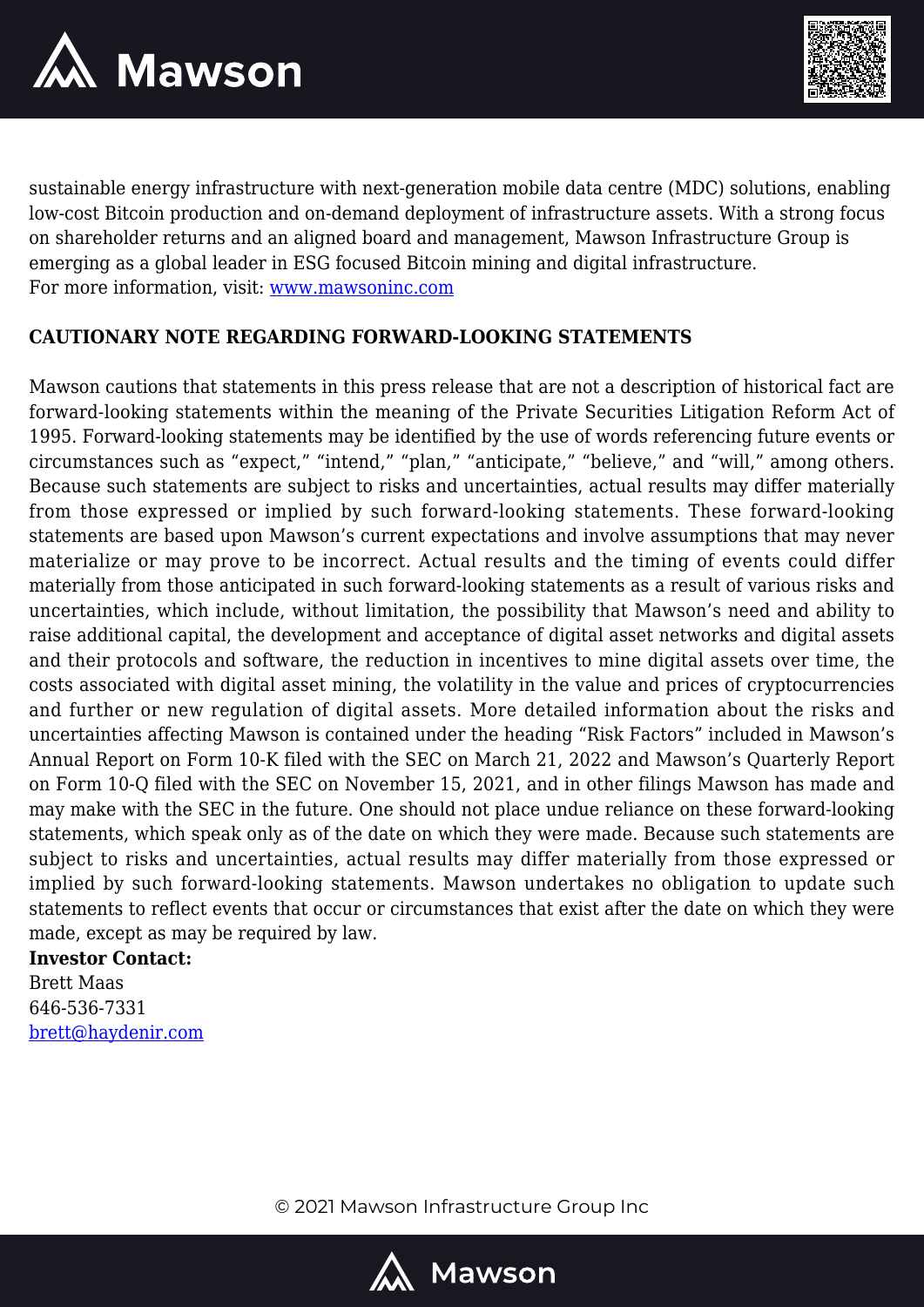sustainable energy infrastructure with next-generation mobile data centre (MDC) solutions, enabling low-cost Bitcoin production and on-demand deployment of infrastructure assets. With a strong focus on shareholder returns and an aligned board and management, Mawson Infrastructure Group is emerging as a global leader in ESG focused Bitcoin mining and digital infrastructure.
For more information, visit: [www.mawsoninc.com](http://www.mawsoninc.com)

**CAUTIONARY NOTE REGARDING FORWARD-LOOKING STATEMENTS**

Mawson cautions that statements in this press release that are not a description of historical fact are forward-looking statements within the meaning of the Private Securities Litigation Reform Act of 1995. Forward-looking statements may be identified by the use of words referencing future events or circumstances such as "expect," "intend," "plan," "anticipate," "believe," and "will," among others. Because such statements are subject to risks and uncertainties, actual results may differ materially from those expressed or implied by such forward-looking statements. These forward-looking statements are based upon Mawson's current expectations and involve assumptions that may never materialize or may prove to be incorrect. Actual results and the timing of events could differ materially from those anticipated in such forward-looking statements as a result of various risks and uncertainties, which include, without limitation, the possibility that Mawson's need and ability to raise additional capital, the development and acceptance of digital asset networks and digital assets and their protocols and software, the reduction in incentives to mine digital assets over time, the costs associated with digital asset mining, the volatility in the value and prices of cryptocurrencies and further or new regulation of digital assets. More detailed information about the risks and uncertainties affecting Mawson is contained under the heading "Risk Factors" included in Mawson's Annual Report on Form 10-K filed with the SEC on March 21, 2022 and Mawson's Quarterly Report on Form 10-Q filed with the SEC on November 15, 2021, and in other filings Mawson has made and may make with the SEC in the future. One should not place undue reliance on these forward-looking statements, which speak only as of the date on which they were made. Because such statements are subject to risks and uncertainties, actual results may differ materially from those expressed or implied by such forward-looking statements. Mawson undertakes no obligation to update such statements to reflect events that occur or circumstances that exist after the date on which they were made, except as may be required by law.

**Investor Contact:**
Brett Maas
646-536-7331
[brett@haydenir.com](mailto:brett@haydenir.com)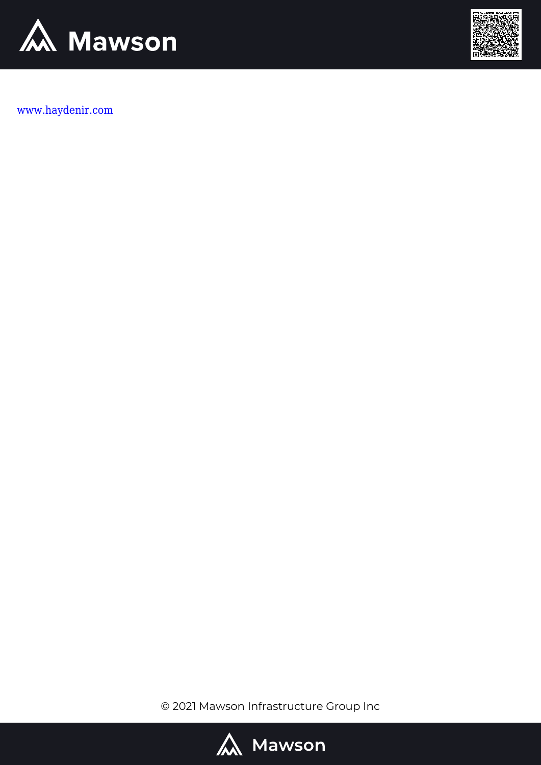www.haydenir.com

© 2021 Mawson Infrastructure Group Inc